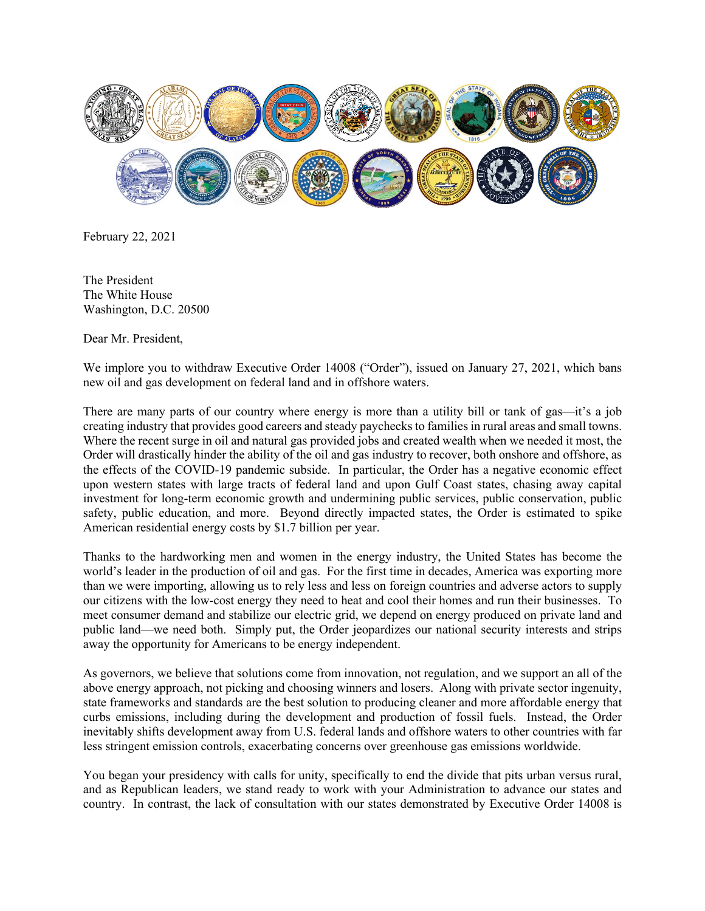February 22, 2021

The President
The White House
Washington, D.C. 20500

Dear Mr. President,

We implore you to withdraw Executive Order 14008 ("Order"), issued on January 27, 2021, which bans new oil and gas development on federal land and in offshore waters.

There are many parts of our country where energy is more than a utility bill or tank of gas—it's a job creating industry that provides good careers and steady paychecks to families in rural areas and small towns. Where the recent surge in oil and natural gas provided jobs and created wealth when we needed it most, the Order will drastically hinder the ability of the oil and gas industry to recover, both onshore and offshore, as the effects of the COVID-19 pandemic subside. In particular, the Order has a negative economic effect upon western states with large tracts of federal land and upon Gulf Coast states, chasing away capital investment for long-term economic growth and undermining public services, public conservation, public safety, public education, and more. Beyond directly impacted states, the Order is estimated to spike American residential energy costs by $1.7 billion per year.

Thanks to the hardworking men and women in the energy industry, the United States has become the world's leader in the production of oil and gas. For the first time in decades, America was exporting more than we were importing, allowing us to rely less and less on foreign countries and adverse actors to supply our citizens with the low-cost energy they need to heat and cool their homes and run their businesses. To meet consumer demand and stabilize our electric grid, we depend on energy produced on private land and public land—we need both. Simply put, the Order jeopardizes our national security interests and strips away the opportunity for Americans to be energy independent.

As governors, we believe that solutions come from innovation, not regulation, and we support an all of the above energy approach, not picking and choosing winners and losers. Along with private sector ingenuity, state frameworks and standards are the best solution to producing cleaner and more affordable energy that curbs emissions, including during the development and production of fossil fuels. Instead, the Order inevitably shifts development away from U.S. federal lands and offshore waters to other countries with far less stringent emission controls, exacerbating concerns over greenhouse gas emissions worldwide.

You began your presidency with calls for unity, specifically to end the divide that pits urban versus rural, and as Republican leaders, we stand ready to work with your Administration to advance our states and country. In contrast, the lack of consultation with our states demonstrated by Executive Order 14008 is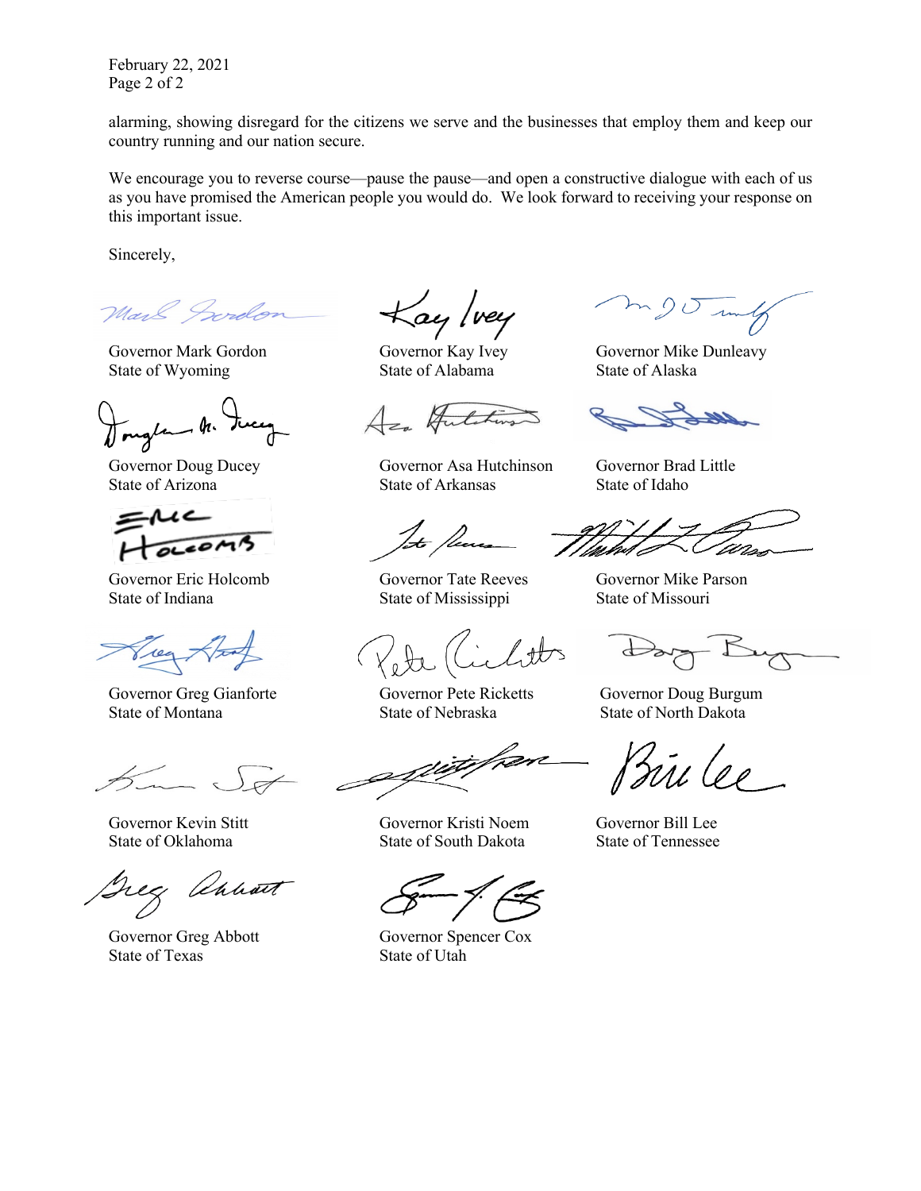alarming, showing disregard for the citizens we serve and the businesses that employ them and keep our country running and our nation secure.

We encourage you to reverse course—pause the pause—and open a constructive dialogue with each of us as you have promised the American people you would do. We look forward to receiving your response on this important issue.

Sincerely,

Governor Mark Gordon
State of Wyoming

Governor Kay Ivey
State of Alabama

Governor Mike Dunleavy
State of Alaska

Governor Doug Ducey
State of Arizona

Governor Asa Hutchinson
State of Arkansas

Governor Brad Little
State of Idaho

Governor Eric Holcomb
State of Indiana

Governor Tate Reeves
State of Mississippi

Governor Mike Parson
State of Missouri

Governor Greg Gianforte
State of Montana

Governor Pete Ricketts
State of Nebraska

Governor Doug Burgum
State of North Dakota

Governor Kevin Stitt
State of Oklahoma

Governor Kristi Noem
State of South Dakota

Governor Bill Lee
State of Tennessee

Governor Greg Abbott
State of Texas

Governor Spencer Cox
State of Utah